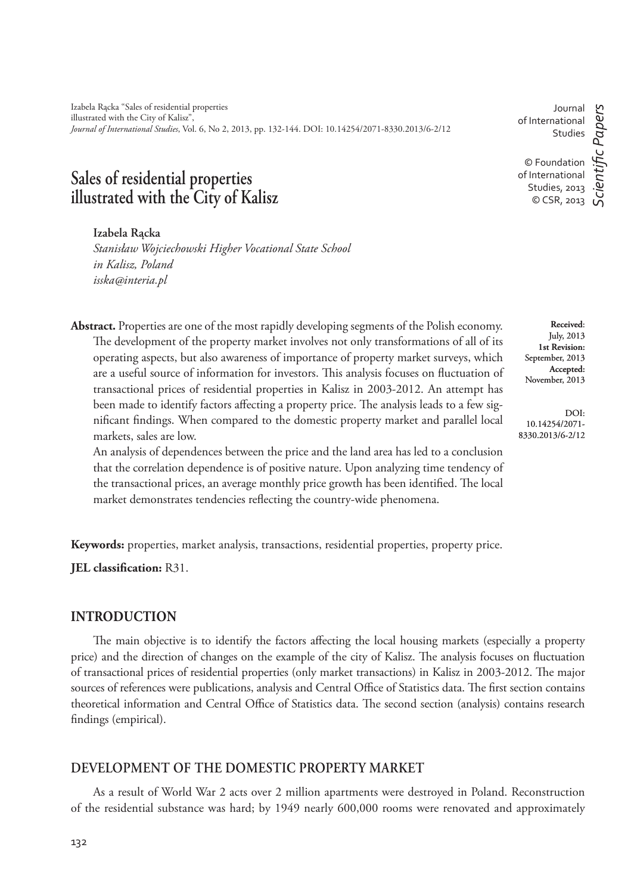Izabela Rącka "Sales of residential properties illustrated with the City of Kalisz", *Journal of International Studies*, Vol. 6, No 2, 2013, pp. 132-144. DOI: 10.14254/2071-8330.2013/6-2/12

Journal of International Studies

© Foundation of International Studies, 2013
© CSR, 2013

*Scientific Papers*

# Sales of residential properties illustrated with the City of Kalisz

**Izabela Rącka**
*Stanisław Wojciechowski Higher Vocational State School in Kalisz, Poland*
*isska@interia.pl*

**Received:** July, 2013
**1st Revision:** September, 2013
**Accepted:** November, 2013

DOI: 10.14254/2071-8330.2013/6-2/12

**Abstract.** Properties are one of the most rapidly developing segments of the Polish economy. The development of the property market involves not only transformations of all of its operating aspects, but also awareness of importance of property market surveys, which are a useful source of information for investors. This analysis focuses on fluctuation of transactional prices of residential properties in Kalisz in 2003-2012. An attempt has been made to identify factors affecting a property price. The analysis leads to a few significant findings. When compared to the domestic property market and parallel local markets, sales are low.

An analysis of dependences between the price and the land area has led to a conclusion that the correlation dependence is of positive nature. Upon analyzing time tendency of the transactional prices, an average monthly price growth has been identified. The local market demonstrates tendencies reflecting the country-wide phenomena.

**Keywords:** properties, market analysis, transactions, residential properties, property price.

**JEL classification:** R31.

## INTRODUCTION

The main objective is to identify the factors affecting the local housing markets (especially a property price) and the direction of changes on the example of the city of Kalisz. The analysis focuses on fluctuation of transactional prices of residential properties (only market transactions) in Kalisz in 2003-2012. The major sources of references were publications, analysis and Central Office of Statistics data. The first section contains theoretical information and Central Office of Statistics data. The second section (analysis) contains research findings (empirical).

## DEVELOPMENT OF THE DOMESTIC PROPERTY MARKET

As a result of World War 2 acts over 2 million apartments were destroyed in Poland. Reconstruction of the residential substance was hard; by 1949 nearly 600,000 rooms were renovated and approximately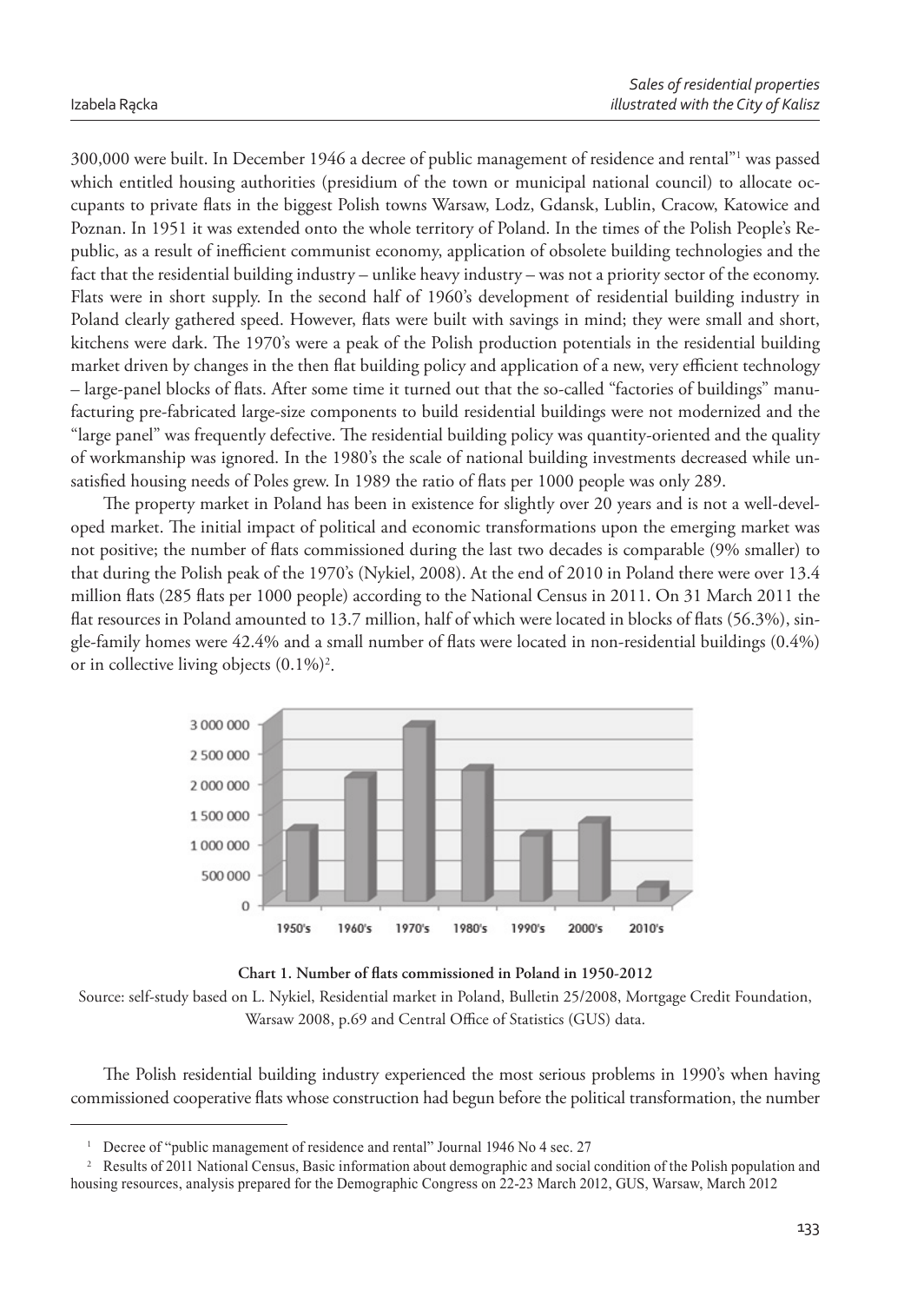300,000 were built. In December 1946 a decree of public management of residence and rental"[1] was passed which entitled housing authorities (presidium of the town or municipal national council) to allocate occupants to private flats in the biggest Polish towns Warsaw, Lodz, Gdansk, Lublin, Cracow, Katowice and Poznan. In 1951 it was extended onto the whole territory of Poland. In the times of the Polish People's Republic, as a result of inefficient communist economy, application of obsolete building technologies and the fact that the residential building industry – unlike heavy industry – was not a priority sector of the economy. Flats were in short supply. In the second half of 1960's development of residential building industry in Poland clearly gathered speed. However, flats were built with savings in mind; they were small and short, kitchens were dark. The 1970's were a peak of the Polish production potentials in the residential building market driven by changes in the then flat building policy and application of a new, very efficient technology – large-panel blocks of flats. After some time it turned out that the so-called "factories of buildings" manufacturing pre-fabricated large-size components to build residential buildings were not modernized and the "large panel" was frequently defective. The residential building policy was quantity-oriented and the quality of workmanship was ignored. In the 1980's the scale of national building investments decreased while unsatisfied housing needs of Poles grew. In 1989 the ratio of flats per 1000 people was only 289.

The property market in Poland has been in existence for slightly over 20 years and is not a well-developed market. The initial impact of political and economic transformations upon the emerging market was not positive; the number of flats commissioned during the last two decades is comparable (9% smaller) to that during the Polish peak of the 1970's (Nykiel, 2008). At the end of 2010 in Poland there were over 13.4 million flats (285 flats per 1000 people) according to the National Census in 2011. On 31 March 2011 the flat resources in Poland amounted to 13.7 million, half of which were located in blocks of flats (56.3%), single-family homes were 42.4% and a small number of flats were located in non-residential buildings (0.4%) or in collective living objects (0.1%)[2].

**Chart 1. Number of flats commissioned in Poland in 1950-2012**

Source: self-study based on L. Nykiel, Residential market in Poland, Bulletin 25/2008, Mortgage Credit Foundation, Warsaw 2008, p.69 and Central Office of Statistics (GUS) data.

The Polish residential building industry experienced the most serious problems in 1990's when having commissioned cooperative flats whose construction had begun before the political transformation, the number

---

[1] Decree of "public management of residence and rental" Journal 1946 No 4 sec. 27

[2] Results of 2011 National Census, Basic information about demographic and social condition of the Polish population and housing resources, analysis prepared for the Demographic Congress on 22-23 March 2012, GUS, Warsaw, March 2012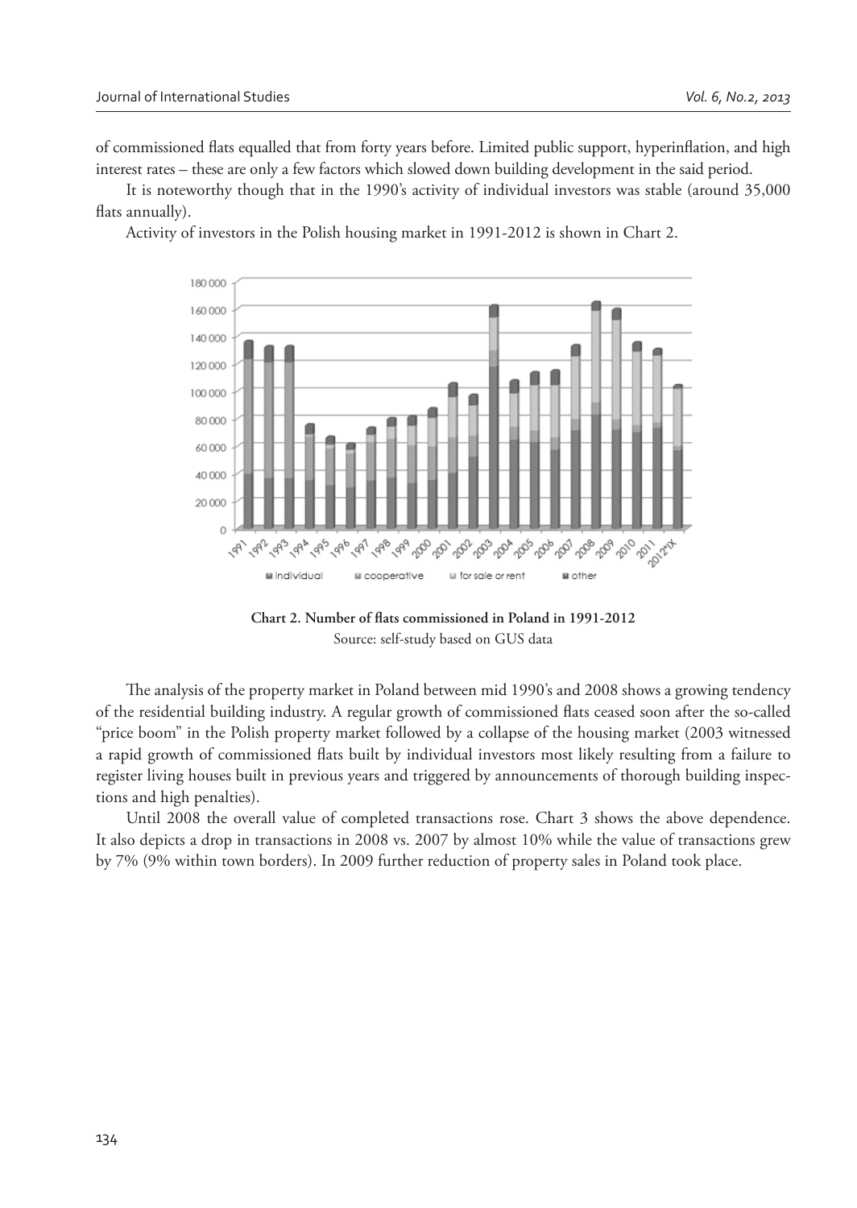of commissioned flats equalled that from forty years before. Limited public support, hyperinflation, and high interest rates – these are only a few factors which slowed down building development in the said period.

It is noteworthy though that in the 1990's activity of individual investors was stable (around 35,000 flats annually).

Activity of investors in the Polish housing market in 1991-2012 is shown in Chart 2.

**Chart 2. Number of flats commissioned in Poland in 1991-2012**
Source: self-study based on GUS data

The analysis of the property market in Poland between mid 1990's and 2008 shows a growing tendency of the residential building industry. A regular growth of commissioned flats ceased soon after the so-called "price boom" in the Polish property market followed by a collapse of the housing market (2003 witnessed a rapid growth of commissioned flats built by individual investors most likely resulting from a failure to register living houses built in previous years and triggered by announcements of thorough building inspections and high penalties).

Until 2008 the overall value of completed transactions rose. Chart 3 shows the above dependence. It also depicts a drop in transactions in 2008 vs. 2007 by almost 10% while the value of transactions grew by 7% (9% within town borders). In 2009 further reduction of property sales in Poland took place.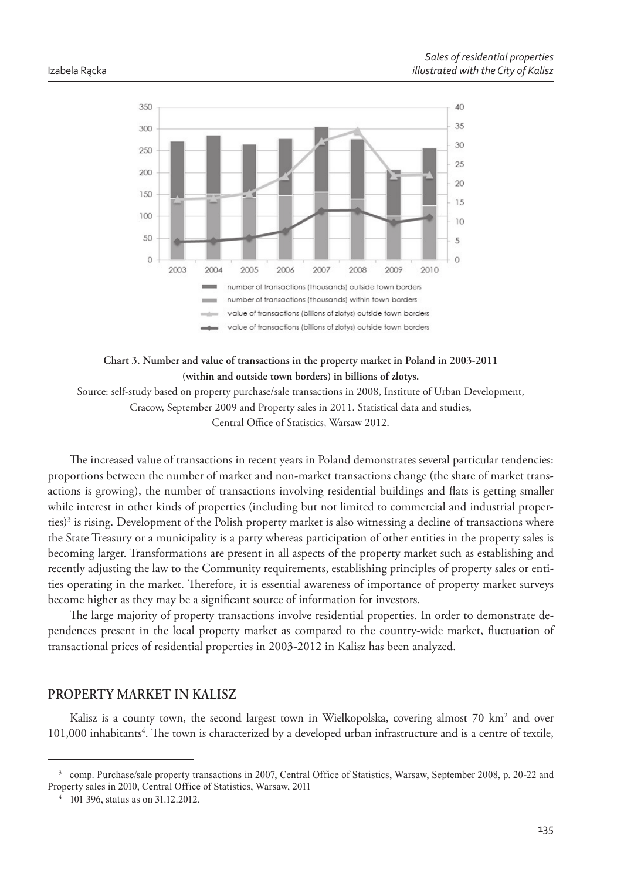Chart 3. Number and value of transactions in the property market in Poland in 2003-2011 (within and outside town borders) in billions of zlotys.

Source: self-study based on property purchase/sale transactions in 2008, Institute of Urban Development, Cracow, September 2009 and Property sales in 2011. Statistical data and studies, Central Office of Statistics, Warsaw 2012.

The increased value of transactions in recent years in Poland demonstrates several particular tendencies: proportions between the number of market and non-market transactions change (the share of market transactions is growing), the number of transactions involving residential buildings and flats is getting smaller while interest in other kinds of properties (including but not limited to commercial and industrial properties)[3] is rising. Development of the Polish property market is also witnessing a decline of transactions where the State Treasury or a municipality is a party whereas participation of other entities in the property sales is becoming larger. Transformations are present in all aspects of the property market such as establishing and recently adjusting the law to the Community requirements, establishing principles of property sales or entities operating in the market. Therefore, it is essential awareness of importance of property market surveys become higher as they may be a significant source of information for investors.

The large majority of property transactions involve residential properties. In order to demonstrate dependences present in the local property market as compared to the country-wide market, fluctuation of transactional prices of residential properties in 2003-2012 in Kalisz has been analyzed.

## PROPERTY MARKET IN KALISZ

Kalisz is a county town, the second largest town in Wielkopolska, covering almost 70 km$^2$ and over 101,000 inhabitants[4]. The town is characterized by a developed urban infrastructure and is a centre of textile,

---

[3] comp. Purchase/sale property transactions in 2007, Central Office of Statistics, Warsaw, September 2008, p. 20-22 and Property sales in 2010, Central Office of Statistics, Warsaw, 2011

[4] 101 396, status as on 31.12.2012.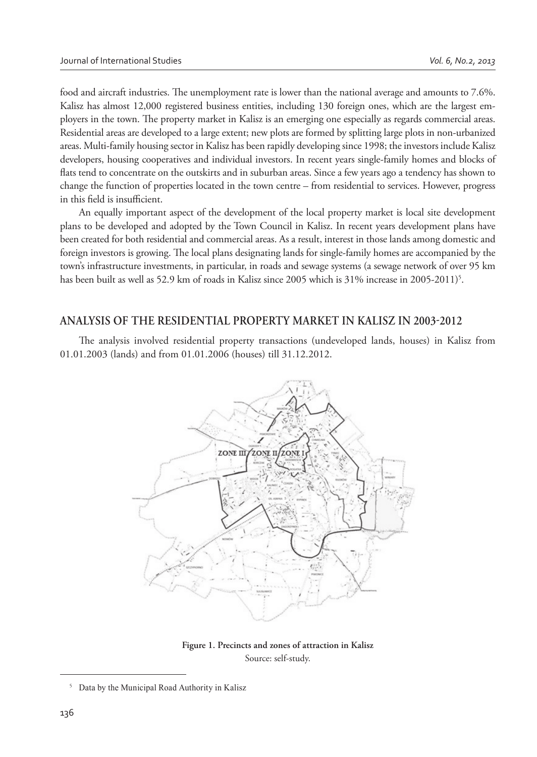food and aircraft industries. The unemployment rate is lower than the national average and amounts to 7.6%. Kalisz has almost 12,000 registered business entities, including 130 foreign ones, which are the largest employers in the town. The property market in Kalisz is an emerging one especially as regards commercial areas. Residential areas are developed to a large extent; new plots are formed by splitting large plots in non-urbanized areas. Multi-family housing sector in Kalisz has been rapidly developing since 1998; the investors include Kalisz developers, housing cooperatives and individual investors. In recent years single-family homes and blocks of flats tend to concentrate on the outskirts and in suburban areas. Since a few years ago a tendency has shown to change the function of properties located in the town centre – from residential to services. However, progress in this field is insufficient.

An equally important aspect of the development of the local property market is local site development plans to be developed and adopted by the Town Council in Kalisz. In recent years development plans have been created for both residential and commercial areas. As a result, interest in those lands among domestic and foreign investors is growing. The local plans designating lands for single-family homes are accompanied by the town's infrastructure investments, in particular, in roads and sewage systems (a sewage network of over 95 km has been built as well as 52.9 km of roads in Kalisz since 2005 which is 31% increase in 2005-2011)[5].

## ANALYSIS OF THE RESIDENTIAL PROPERTY MARKET IN KALISZ IN 2003-2012

The analysis involved residential property transactions (undeveloped lands, houses) in Kalisz from 01.01.2003 (lands) and from 01.01.2006 (houses) till 31.12.2012.

**Figure 1. Precincts and zones of attraction in Kalisz**
Source: self-study.

[5] Data by the Municipal Road Authority in Kalisz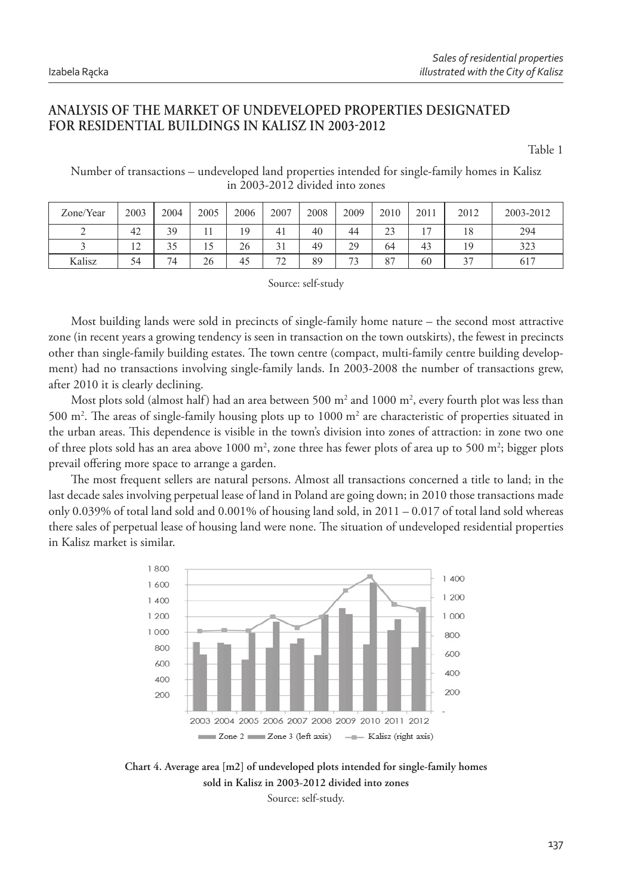## ANALYSIS OF THE MARKET OF UNDEVELOPED PROPERTIES DESIGNATED FOR RESIDENTIAL BUILDINGS IN KALISZ IN 2003-2012

Table 1

Number of transactions – undeveloped land properties intended for single-family homes in Kalisz in 2003-2012 divided into zones

| Zone/Year | 2003 | 2004 | 2005 | 2006 | 2007 | 2008 | 2009 | 2010 | 2011 | 2012 | 2003-2012 |
|---|---|---|---|---|---|---|---|---|---|---|---|
| 2 | 42 | 39 | 11 | 19 | 41 | 40 | 44 | 23 | 17 | 18 | 294 |
| 3 | 12 | 35 | 15 | 26 | 31 | 49 | 29 | 64 | 43 | 19 | 323 |
| Kalisz | 54 | 74 | 26 | 45 | 72 | 89 | 73 | 87 | 60 | 37 | 617 |

Source: self-study

Most building lands were sold in precincts of single-family home nature – the second most attractive zone (in recent years a growing tendency is seen in transaction on the town outskirts), the fewest in precincts other than single-family building estates. The town centre (compact, multi-family centre building development) had no transactions involving single-family lands. In 2003-2008 the number of transactions grew, after 2010 it is clearly declining.

Most plots sold (almost half) had an area between 500 m$^2$ and 1000 m$^2$, every fourth plot was less than 500 m$^2$. The areas of single-family housing plots up to 1000 m$^2$ are characteristic of properties situated in the urban areas. This dependence is visible in the town's division into zones of attraction: in zone two one of three plots sold has an area above 1000 m$^2$, zone three has fewer plots of area up to 500 m$^2$; bigger plots prevail offering more space to arrange a garden.

The most frequent sellers are natural persons. Almost all transactions concerned a title to land; in the last decade sales involving perpetual lease of land in Poland are going down; in 2010 those transactions made only 0.039% of total land sold and 0.001% of housing land sold, in 2011 – 0.017 of total land sold whereas there sales of perpetual lease of housing land were none. The situation of undeveloped residential properties in Kalisz market is similar.

**Chart 4. Average area [m2] of undeveloped plots intended for single-family homes sold in Kalisz in 2003-2012 divided into zones**

Source: self-study.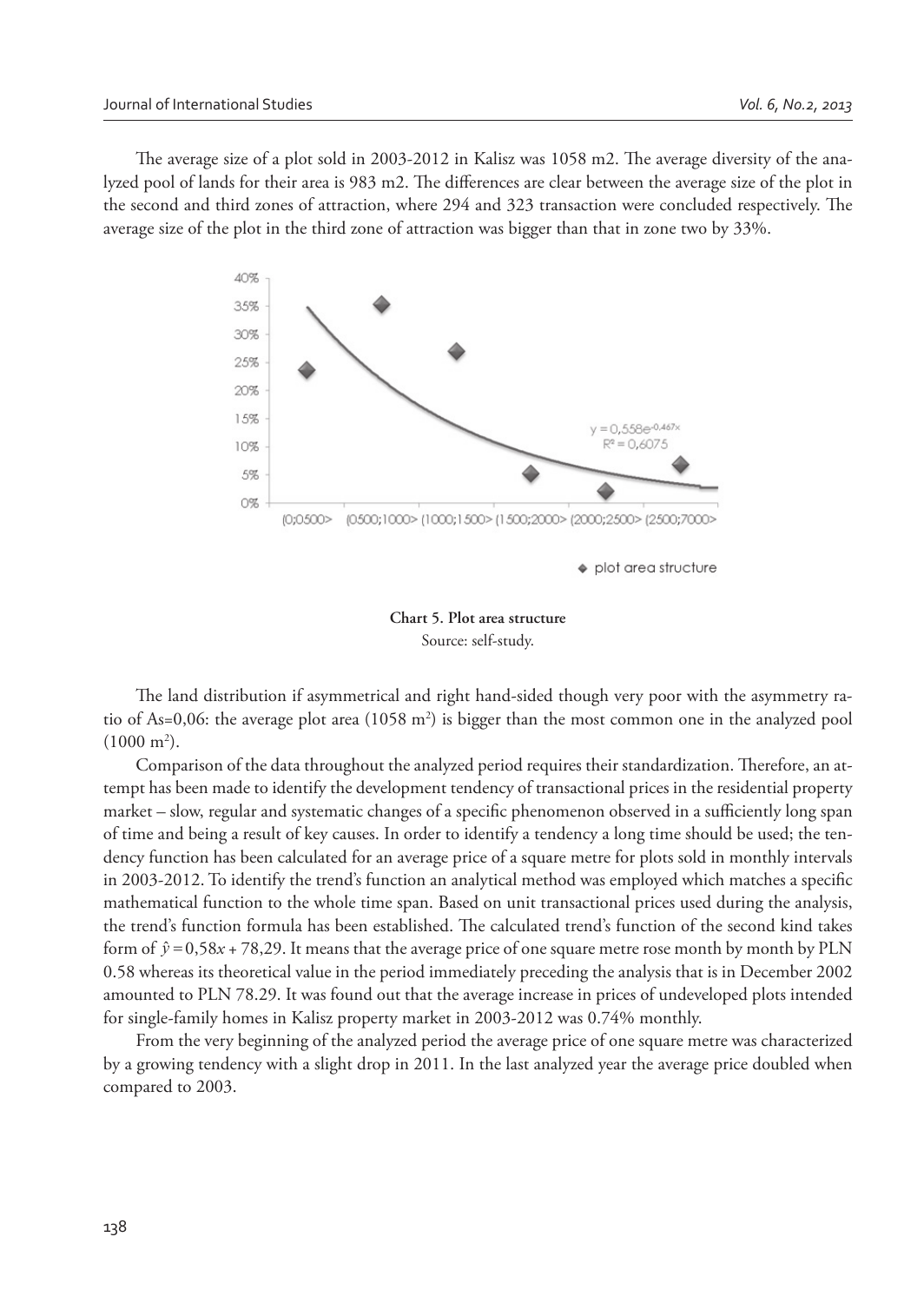The average size of a plot sold in 2003-2012 in Kalisz was 1058 m2. The average diversity of the analyzed pool of lands for their area is 983 m2. The differences are clear between the average size of the plot in the second and third zones of attraction, where 294 and 323 transaction were concluded respectively. The average size of the plot in the third zone of attraction was bigger than that in zone two by 33%.

**Chart 5. Plot area structure**
Source: self-study.

The land distribution if asymmetrical and right hand-sided though very poor with the asymmetry ratio of As=0,06: the average plot area (1058 $m^2$) is bigger than the most common one in the analyzed pool (1000 $m^2$).

Comparison of the data throughout the analyzed period requires their standardization. Therefore, an attempt has been made to identify the development tendency of transactional prices in the residential property market – slow, regular and systematic changes of a specific phenomenon observed in a sufficiently long span of time and being a result of key causes. In order to identify a tendency a long time should be used; the tendency function has been calculated for an average price of a square metre for plots sold in monthly intervals in 2003-2012. To identify the trend's function an analytical method was employed which matches a specific mathematical function to the whole time span. Based on unit transactional prices used during the analysis, the trend's function formula has been established. The calculated trend's function of the second kind takes form of $\hat{y} = 0{,}58x + 78{,}29$. It means that the average price of one square metre rose month by month by PLN 0.58 whereas its theoretical value in the period immediately preceding the analysis that is in December 2002 amounted to PLN 78.29. It was found out that the average increase in prices of undeveloped plots intended for single-family homes in Kalisz property market in 2003-2012 was 0.74% monthly.

From the very beginning of the analyzed period the average price of one square metre was characterized by a growing tendency with a slight drop in 2011. In the last analyzed year the average price doubled when compared to 2003.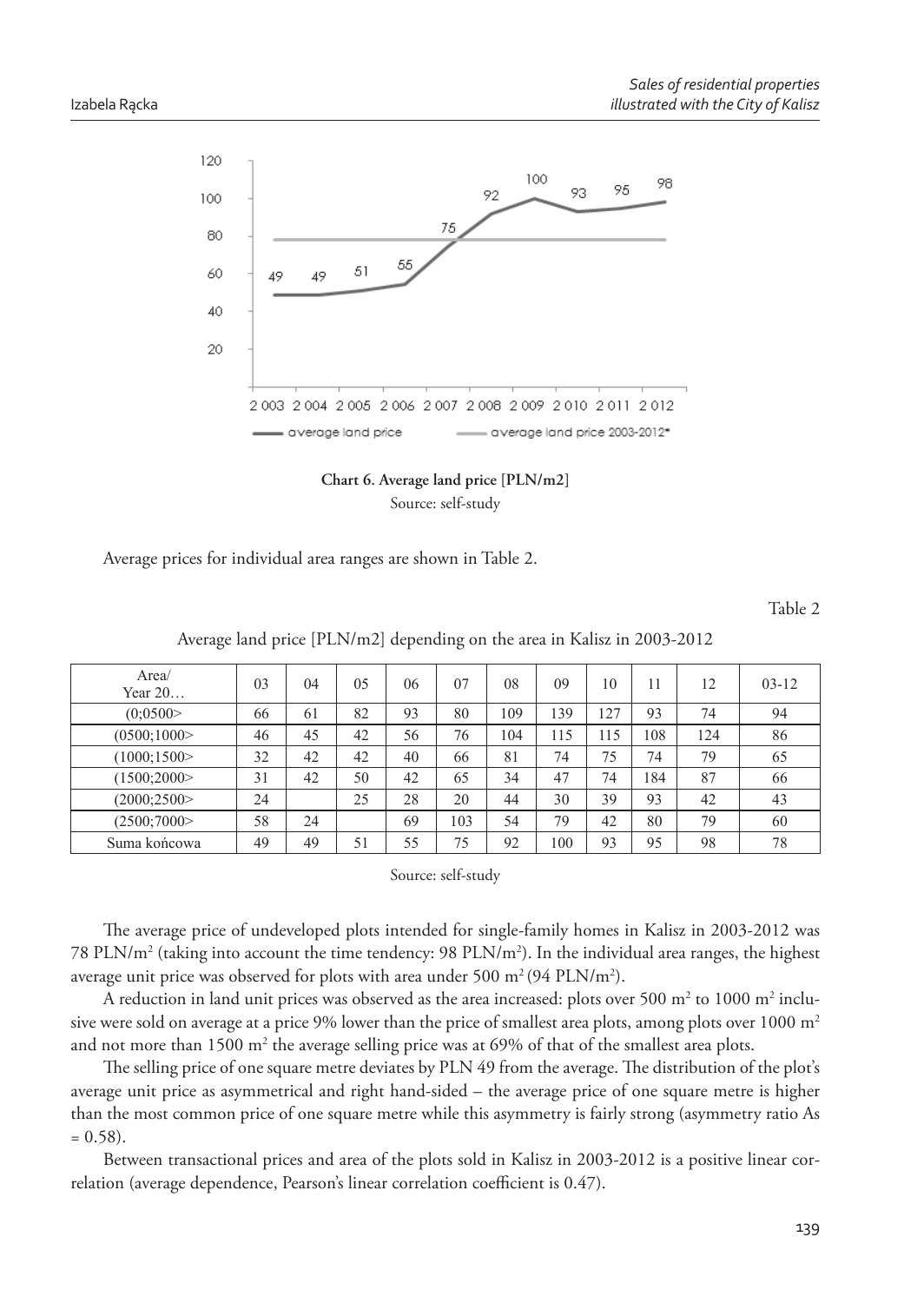**Chart 6. Average land price [PLN/m2]**

Source: self-study

Average prices for individual area ranges are shown in Table 2.

Table 2

Average land price [PLN/m2] depending on the area in Kalisz in 2003-2012

| Area/ Year 20… | 03 | 04 | 05 | 06 | 07 | 08 | 09 | 10 | 11 | 12 | 03-12 |
|---|---|---|---|---|---|---|---|---|---|---|---|
| (0;0500> | 66 | 61 | 82 | 93 | 80 | 109 | 139 | 127 | 93 | 74 | 94 |
| (0500;1000> | 46 | 45 | 42 | 56 | 76 | 104 | 115 | 115 | 108 | 124 | 86 |
| (1000;1500> | 32 | 42 | 42 | 40 | 66 | 81 | 74 | 75 | 74 | 79 | 65 |
| (1500;2000> | 31 | 42 | 50 | 42 | 65 | 34 | 47 | 74 | 184 | 87 | 66 |
| (2000;2500> | 24 | | 25 | 28 | 20 | 44 | 30 | 39 | 93 | 42 | 43 |
| (2500;7000> | 58 | 24 | | 69 | 103 | 54 | 79 | 42 | 80 | 79 | 60 |
| Suma końcowa | 49 | 49 | 51 | 55 | 75 | 92 | 100 | 93 | 95 | 98 | 78 |

Source: self-study

The average price of undeveloped plots intended for single-family homes in Kalisz in 2003-2012 was 78 PLN/m² (taking into account the time tendency: 98 PLN/m²). In the individual area ranges, the highest average unit price was observed for plots with area under 500 m² (94 PLN/m²).

A reduction in land unit prices was observed as the area increased: plots over 500 m² to 1000 m² inclusive were sold on average at a price 9% lower than the price of smallest area plots, among plots over 1000 m² and not more than 1500 m² the average selling price was at 69% of that of the smallest area plots.

The selling price of one square metre deviates by PLN 49 from the average. The distribution of the plot's average unit price as asymmetrical and right hand-sided – the average price of one square metre is higher than the most common price of one square metre while this asymmetry is fairly strong (asymmetry ratio As = 0.58).

Between transactional prices and area of the plots sold in Kalisz in 2003-2012 is a positive linear correlation (average dependence, Pearson's linear correlation coefficient is 0.47).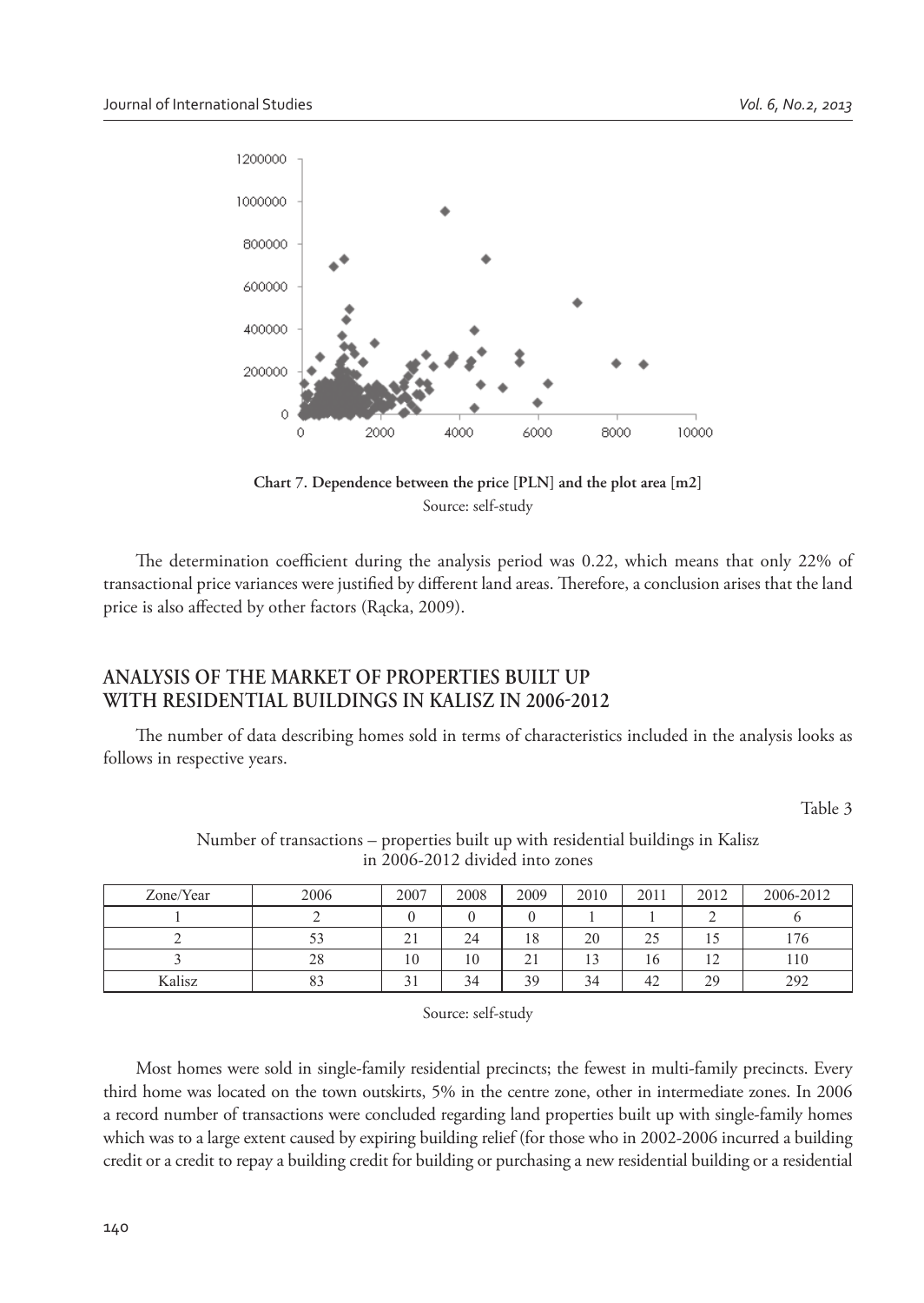**Chart 7. Dependence between the price [PLN] and the plot area [m2]**

Source: self-study

The determination coefficient during the analysis period was 0.22, which means that only 22% of transactional price variances were justified by different land areas. Therefore, a conclusion arises that the land price is also affected by other factors (Rącka, 2009).

## ANALYSIS OF THE MARKET OF PROPERTIES BUILT UP WITH RESIDENTIAL BUILDINGS IN KALISZ IN 2006-2012

The number of data describing homes sold in terms of characteristics included in the analysis looks as follows in respective years.

Table 3

Number of transactions – properties built up with residential buildings in Kalisz in 2006-2012 divided into zones

| Zone/Year | 2006 | 2007 | 2008 | 2009 | 2010 | 2011 | 2012 | 2006-2012 |
|---|---|---|---|---|---|---|---|---|
| 1 | 2 | 0 | 0 | 0 | 1 | 1 | 2 | 6 |
| 2 | 53 | 21 | 24 | 18 | 20 | 25 | 15 | 176 |
| 3 | 28 | 10 | 10 | 21 | 13 | 16 | 12 | 110 |
| Kalisz | 83 | 31 | 34 | 39 | 34 | 42 | 29 | 292 |

Source: self-study

Most homes were sold in single-family residential precincts; the fewest in multi-family precincts. Every third home was located on the town outskirts, 5% in the centre zone, other in intermediate zones. In 2006 a record number of transactions were concluded regarding land properties built up with single-family homes which was to a large extent caused by expiring building relief (for those who in 2002-2006 incurred a building credit or a credit to repay a building credit for building or purchasing a new residential building or a residential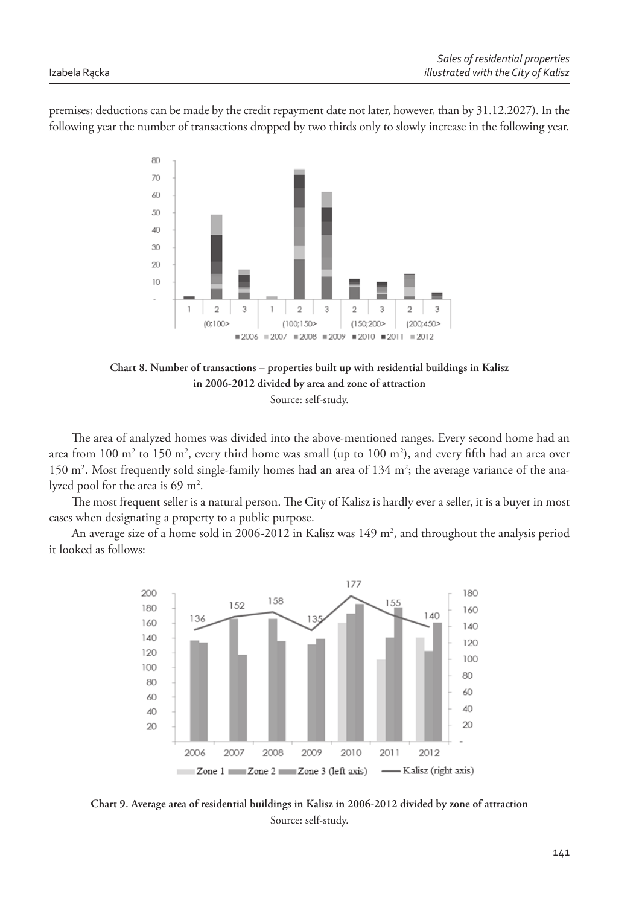premises; deductions can be made by the credit repayment date not later, however, than by 31.12.2027). In the following year the number of transactions dropped by two thirds only to slowly increase in the following year.

**Chart 8. Number of transactions – properties built up with residential buildings in Kalisz in 2006-2012 divided by area and zone of attraction**

Source: self-study.

The area of analyzed homes was divided into the above-mentioned ranges. Every second home had an area from 100 m$^2$ to 150 m$^2$, every third home was small (up to 100 m$^2$), and every fifth had an area over 150 m$^2$. Most frequently sold single-family homes had an area of 134 m$^2$; the average variance of the analyzed pool for the area is 69 m$^2$.

The most frequent seller is a natural person. The City of Kalisz is hardly ever a seller, it is a buyer in most cases when designating a property to a public purpose.

An average size of a home sold in 2006-2012 in Kalisz was 149 m$^2$, and throughout the analysis period it looked as follows:

**Chart 9. Average area of residential buildings in Kalisz in 2006-2012 divided by zone of attraction**

Source: self-study.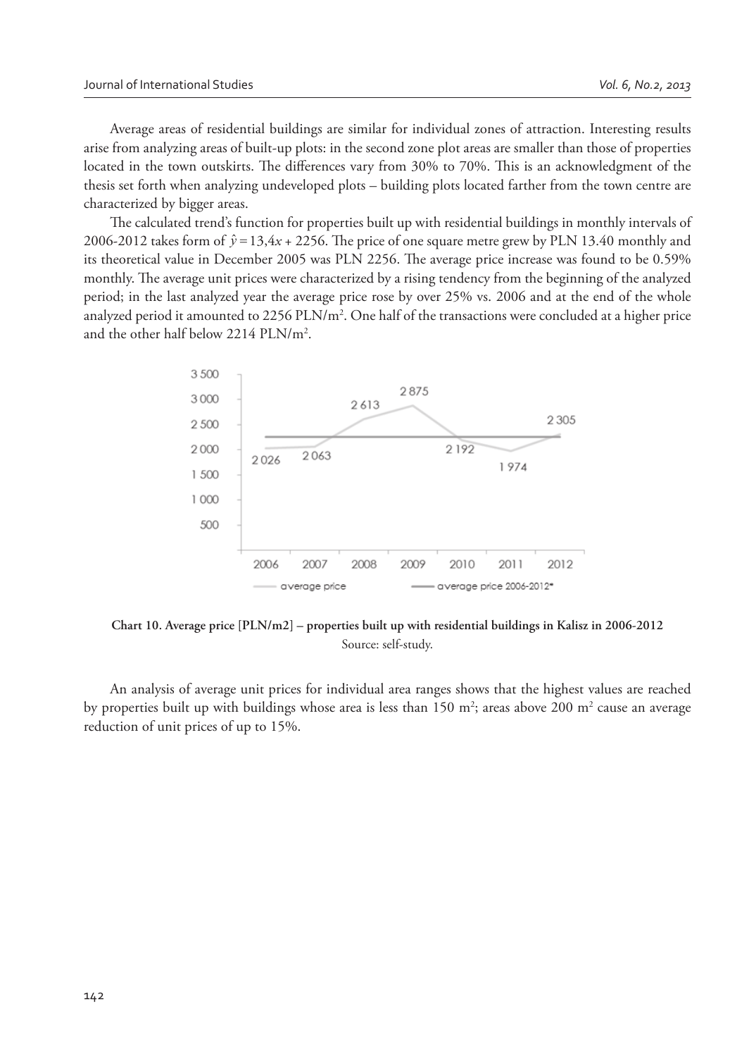Average areas of residential buildings are similar for individual zones of attraction. Interesting results arise from analyzing areas of built-up plots: in the second zone plot areas are smaller than those of properties located in the town outskirts. The differences vary from 30% to 70%. This is an acknowledgment of the thesis set forth when analyzing undeveloped plots – building plots located farther from the town centre are characterized by bigger areas.

The calculated trend's function for properties built up with residential buildings in monthly intervals of 2006-2012 takes form of $\hat{y} = 13{,}4x + 2256$. The price of one square metre grew by PLN 13.40 monthly and its theoretical value in December 2005 was PLN 2256. The average price increase was found to be 0.59% monthly. The average unit prices were characterized by a rising tendency from the beginning of the analyzed period; in the last analyzed year the average price rose by over 25% vs. 2006 and at the end of the whole analyzed period it amounted to 2256 PLN/m$^2$. One half of the transactions were concluded at a higher price and the other half below 2214 PLN/m$^2$.

**Chart 10. Average price [PLN/m2] – properties built up with residential buildings in Kalisz in 2006-2012**

Source: self-study.

An analysis of average unit prices for individual area ranges shows that the highest values are reached by properties built up with buildings whose area is less than 150 m$^2$; areas above 200 m$^2$ cause an average reduction of unit prices of up to 15%.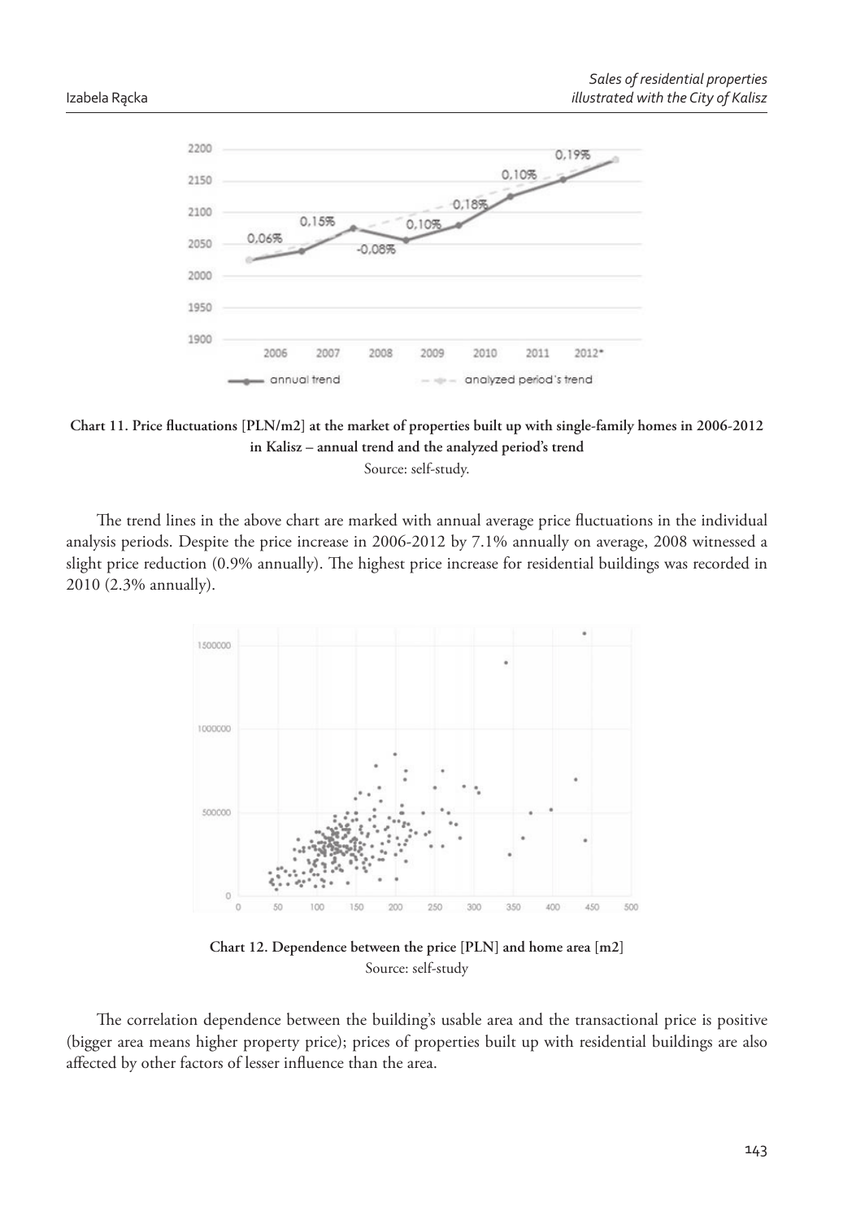**Chart 11. Price fluctuations [PLN/m2] at the market of properties built up with single-family homes in 2006-2012 in Kalisz – annual trend and the analyzed period's trend**

Source: self-study.

The trend lines in the above chart are marked with annual average price fluctuations in the individual analysis periods. Despite the price increase in 2006-2012 by 7.1% annually on average, 2008 witnessed a slight price reduction (0.9% annually). The highest price increase for residential buildings was recorded in 2010 (2.3% annually).

**Chart 12. Dependence between the price [PLN] and home area [m2]**

Source: self-study

The correlation dependence between the building's usable area and the transactional price is positive (bigger area means higher property price); prices of properties built up with residential buildings are also affected by other factors of lesser influence than the area.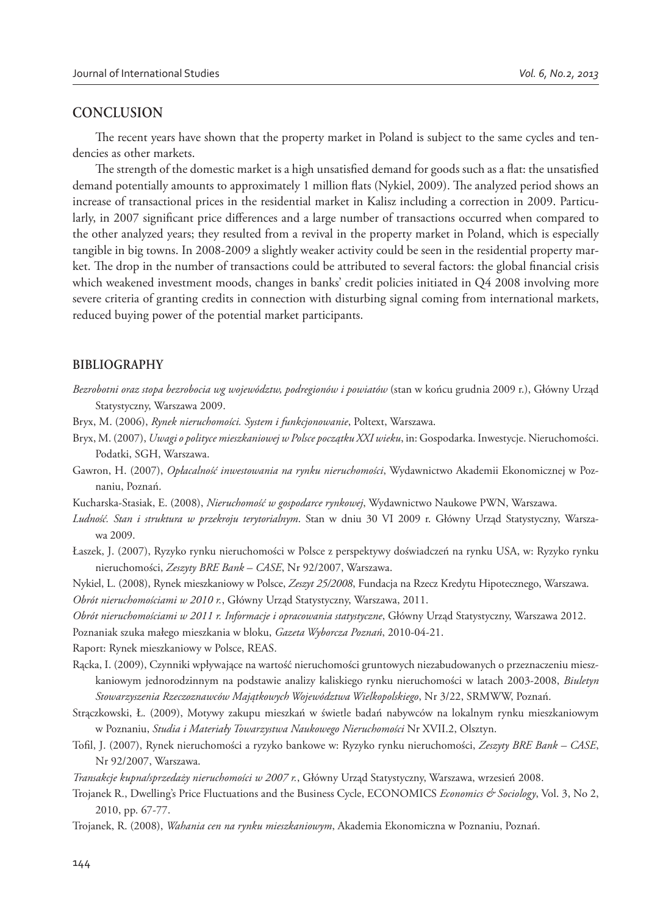## CONCLUSION

The recent years have shown that the property market in Poland is subject to the same cycles and tendencies as other markets.

The strength of the domestic market is a high unsatisfied demand for goods such as a flat: the unsatisfied demand potentially amounts to approximately 1 million flats (Nykiel, 2009). The analyzed period shows an increase of transactional prices in the residential market in Kalisz including a correction in 2009. Particularly, in 2007 significant price differences and a large number of transactions occurred when compared to the other analyzed years; they resulted from a revival in the property market in Poland, which is especially tangible in big towns. In 2008-2009 a slightly weaker activity could be seen in the residential property market. The drop in the number of transactions could be attributed to several factors: the global financial crisis which weakened investment moods, changes in banks' credit policies initiated in Q4 2008 involving more severe criteria of granting credits in connection with disturbing signal coming from international markets, reduced buying power of the potential market participants.

## BIBLIOGRAPHY

*Bezrobotni oraz stopa bezrobocia wg województw, podregionów i powiatów* (stan w końcu grudnia 2009 r.), Główny Urząd Statystyczny, Warszawa 2009.

Bryx, M. (2006), *Rynek nieruchomości. System i funkcjonowanie*, Poltext, Warszawa.

Bryx, M. (2007), *Uwagi o polityce mieszkaniowej w Polsce początku XXI wieku*, in: Gospodarka. Inwestycje. Nieruchomości. Podatki, SGH, Warszawa.

Gawron, H. (2007), *Opłacalność inwestowania na rynku nieruchomości*, Wydawnictwo Akademii Ekonomicznej w Poznaniu, Poznań.

Kucharska-Stasiak, E. (2008), *Nieruchomość w gospodarce rynkowej*, Wydawnictwo Naukowe PWN, Warszawa.

*Ludność. Stan i struktura w przekroju terytorialnym*. Stan w dniu 30 VI 2009 r. Główny Urząd Statystyczny, Warszawa 2009.

Łaszek, J. (2007), Ryzyko rynku nieruchomości w Polsce z perspektywy doświadczeń na rynku USA, w: Ryzyko rynku nieruchomości, *Zeszyty BRE Bank – CASE*, Nr 92/2007, Warszawa.

Nykiel, L. (2008), Rynek mieszkaniowy w Polsce, *Zeszyt 25/2008*, Fundacja na Rzecz Kredytu Hipotecznego, Warszawa.

*Obrót nieruchomościami w 2010 r.*, Główny Urząd Statystyczny, Warszawa, 2011.

*Obrót nieruchomościami w 2011 r. Informacje i opracowania statystyczne*, Główny Urząd Statystyczny, Warszawa 2012.

Poznaniak szuka małego mieszkania w bloku, *Gazeta Wyborcza Poznań*, 2010-04-21.

Raport: Rynek mieszkaniowy w Polsce, REAS.

Rącka, I. (2009), Czynniki wpływające na wartość nieruchomości gruntowych niezabudowanych o przeznaczeniu mieszkaniowym jednorodzinnym na podstawie analizy kaliskiego rynku nieruchomości w latach 2003-2008, *Biuletyn Stowarzyszenia Rzeczoznawców Majątkowych Województwa Wielkopolskiego*, Nr 3/22, SRMWW, Poznań.

Strączkowski, Ł. (2009), Motywy zakupu mieszkań w świetle badań nabywców na lokalnym rynku mieszkaniowym w Poznaniu, *Studia i Materiały Towarzystwa Naukowego Nieruchomości* Nr XVII.2, Olsztyn.

Tofil, J. (2007), Rynek nieruchomości a ryzyko bankowe w: Ryzyko rynku nieruchomości, *Zeszyty BRE Bank – CASE*, Nr 92/2007, Warszawa.

*Transakcje kupna/sprzedaży nieruchomości w 2007 r.*, Główny Urząd Statystyczny, Warszawa, wrzesień 2008.

Trojanek R., Dwelling's Price Fluctuations and the Business Cycle, ECONOMICS *Economics & Sociology*, Vol. 3, No 2, 2010, pp. 67-77.

Trojanek, R. (2008), *Wahania cen na rynku mieszkaniowym*, Akademia Ekonomiczna w Poznaniu, Poznań.